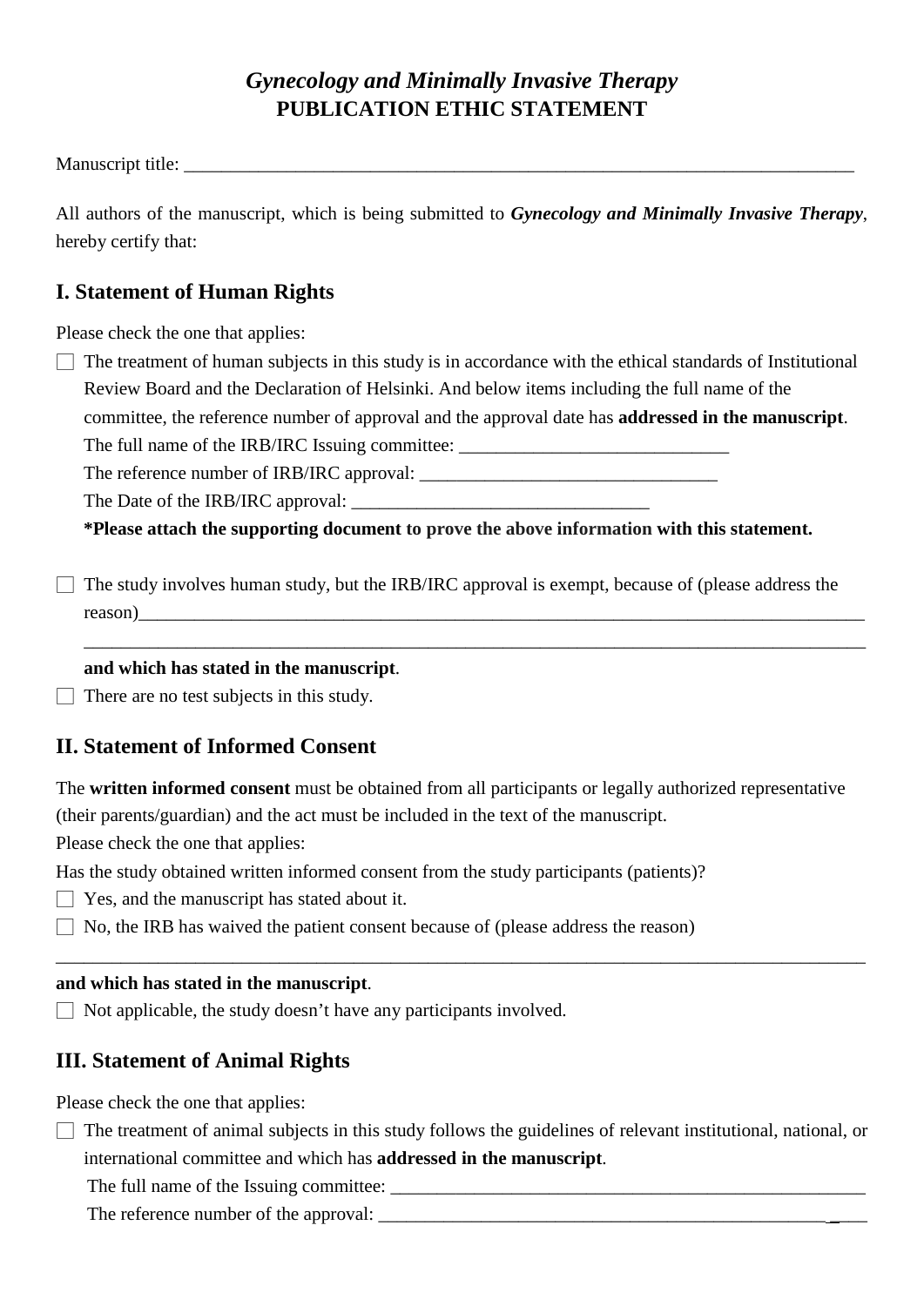# *Gynecology and Minimally Invasive Therapy*
# PUBLICATION ETHIC STATEMENT

Manuscript title: ___________________________________________________________________________

All authors of the manuscript, which is being submitted to ***Gynecology and Minimally Invasive Therapy***, hereby certify that:

## I. Statement of Human Rights

Please check the one that applies:

☐ The treatment of human subjects in this study is in accordance with the ethical standards of Institutional Review Board and the Declaration of Helsinki. And below items including the full name of the committee, the reference number of approval and the approval date has **addressed in the manuscript**.
The full name of the IRB/IRC Issuing committee: _____________________________
The reference number of IRB/IRC approval: ________________________________
The Date of the IRB/IRC approval: ________________________________
**\*Please attach the supporting document to prove the above information with this statement.**

☐ The study involves human study, but the IRB/IRC approval is exempt, because of (please address the reason)_______________________________________________________________________________
_____________________________________________________________________________________
**and which has stated in the manuscript**.

☐ There are no test subjects in this study.

## II. Statement of Informed Consent

The **written informed consent** must be obtained from all participants or legally authorized representative (their parents/guardian) and the act must be included in the text of the manuscript.
Please check the one that applies:
Has the study obtained written informed consent from the study participants (patients)?

☐ Yes, and the manuscript has stated about it.

☐ No, the IRB has waived the patient consent because of (please address the reason)

_____________________________________________________________________________________
**and which has stated in the manuscript**.

☐ Not applicable, the study doesn't have any participants involved.

## III. Statement of Animal Rights

Please check the one that applies:

☐ The treatment of animal subjects in this study follows the guidelines of relevant institutional, national, or international committee and which has **addressed in the manuscript**.
The full name of the Issuing committee: ____________________________________________________
The reference number of the approval: ______________________________________________________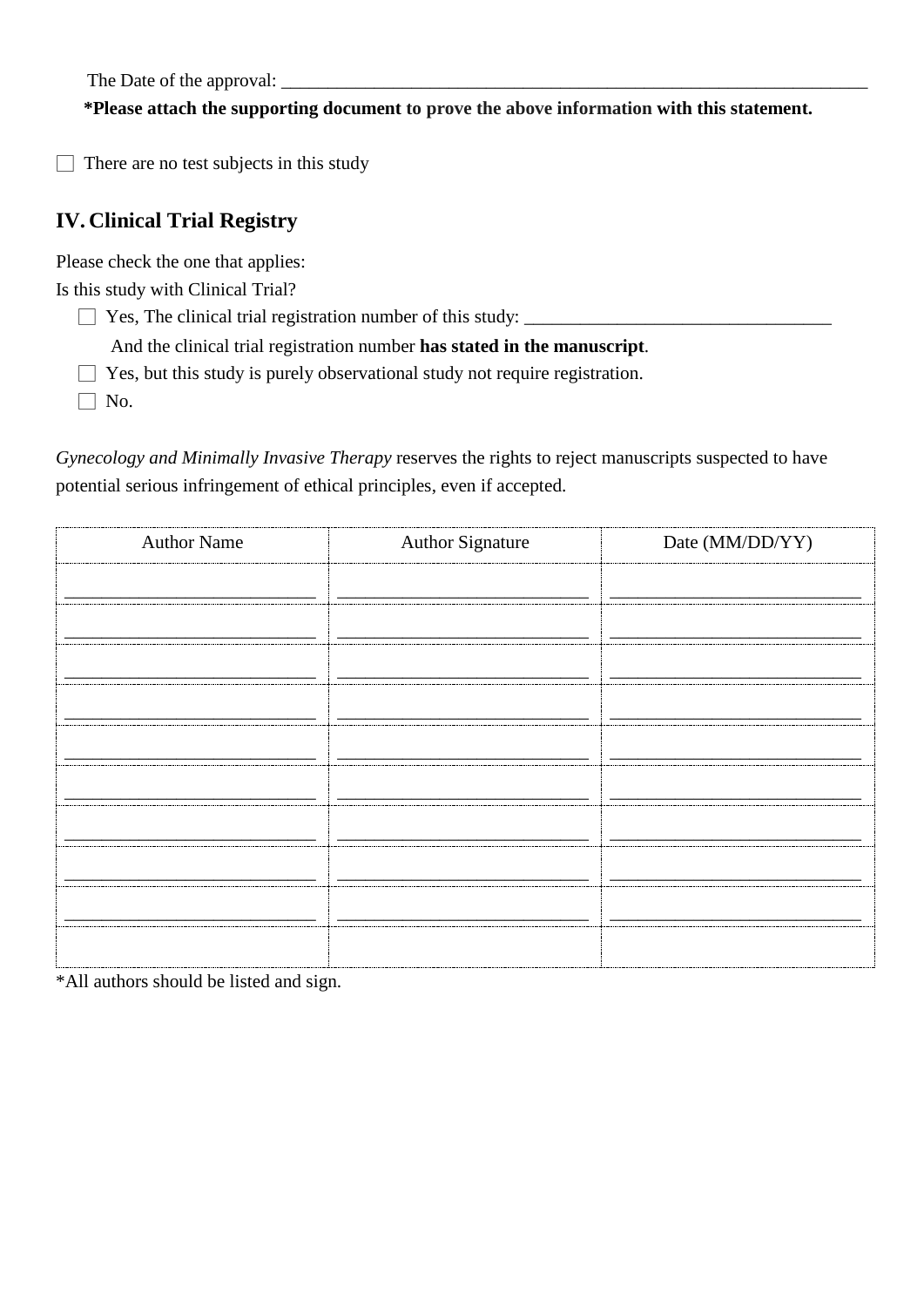The Date of the approval: ________________________________________________________________

**\*Please attach the supporting document to prove the above information with this statement.**

☐ There are no test subjects in this study

## IV. Clinical Trial Registry

Please check the one that applies:

Is this study with Clinical Trial?

- ☐ Yes, The clinical trial registration number of this study: ________________________________

  And the clinical trial registration number **has stated in the manuscript**.
- ☐ Yes, but this study is purely observational study not require registration.
- ☐ No.

*Gynecology and Minimally Invasive Therapy* reserves the rights to reject manuscripts suspected to have potential serious infringement of ethical principles, even if accepted.

| Author Name | Author Signature | Date (MM/DD/YY) |
|---|---|---|
| ___________________________ | ___________________________ | ___________________________ |
| ___________________________ | ___________________________ | ___________________________ |
| ___________________________ | ___________________________ | ___________________________ |
| ___________________________ | ___________________________ | ___________________________ |
| ___________________________ | ___________________________ | ___________________________ |
| ___________________________ | ___________________________ | ___________________________ |
| ___________________________ | ___________________________ | ___________________________ |
| ___________________________ | ___________________________ | ___________________________ |
| ___________________________ | ___________________________ | ___________________________ |
| | | |

\*All authors should be listed and sign.